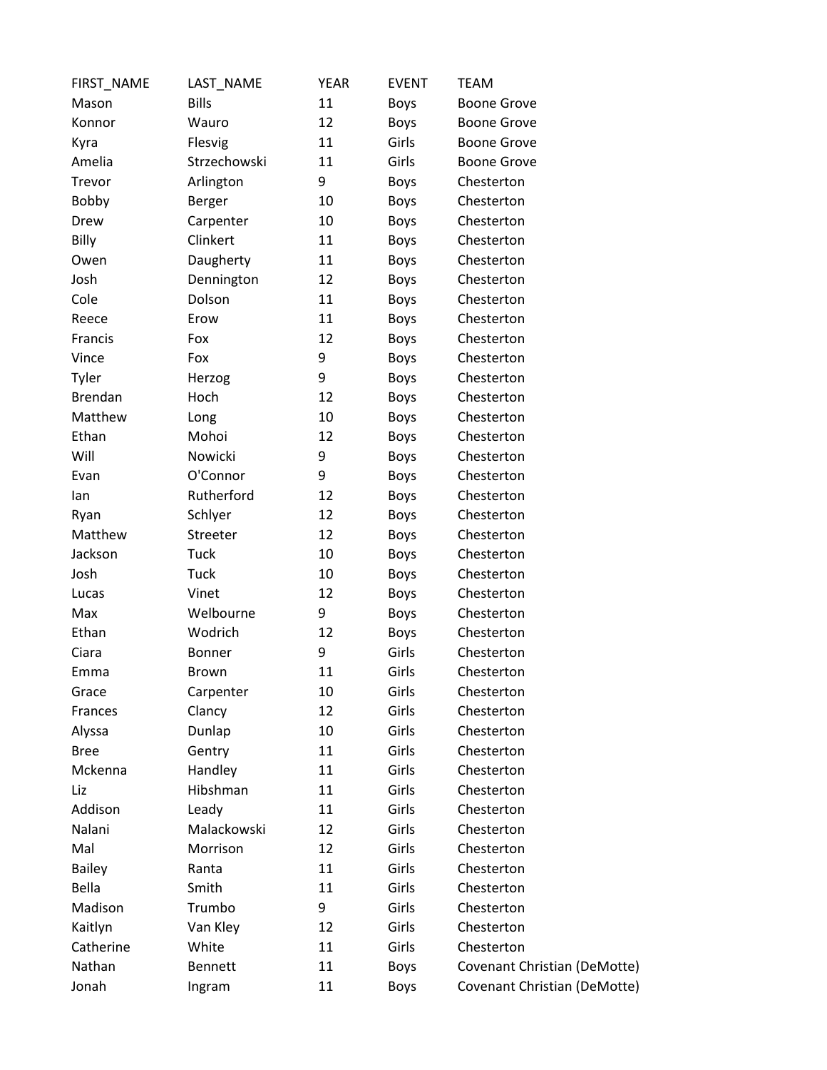| FIRST_NAME | LAST_NAME | YEAR | EVENT | TEAM |
|---|---|---|---|---|
| Mason | Bills | 11 | Boys | Boone Grove |
| Konnor | Wauro | 12 | Boys | Boone Grove |
| Kyra | Flesvig | 11 | Girls | Boone Grove |
| Amelia | Strzechowski | 11 | Girls | Boone Grove |
| Trevor | Arlington | 9 | Boys | Chesterton |
| Bobby | Berger | 10 | Boys | Chesterton |
| Drew | Carpenter | 10 | Boys | Chesterton |
| Billy | Clinkert | 11 | Boys | Chesterton |
| Owen | Daugherty | 11 | Boys | Chesterton |
| Josh | Dennington | 12 | Boys | Chesterton |
| Cole | Dolson | 11 | Boys | Chesterton |
| Reece | Erow | 11 | Boys | Chesterton |
| Francis | Fox | 12 | Boys | Chesterton |
| Vince | Fox | 9 | Boys | Chesterton |
| Tyler | Herzog | 9 | Boys | Chesterton |
| Brendan | Hoch | 12 | Boys | Chesterton |
| Matthew | Long | 10 | Boys | Chesterton |
| Ethan | Mohoi | 12 | Boys | Chesterton |
| Will | Nowicki | 9 | Boys | Chesterton |
| Evan | O'Connor | 9 | Boys | Chesterton |
| Ian | Rutherford | 12 | Boys | Chesterton |
| Ryan | Schlyer | 12 | Boys | Chesterton |
| Matthew | Streeter | 12 | Boys | Chesterton |
| Jackson | Tuck | 10 | Boys | Chesterton |
| Josh | Tuck | 10 | Boys | Chesterton |
| Lucas | Vinet | 12 | Boys | Chesterton |
| Max | Welbourne | 9 | Boys | Chesterton |
| Ethan | Wodrich | 12 | Boys | Chesterton |
| Ciara | Bonner | 9 | Girls | Chesterton |
| Emma | Brown | 11 | Girls | Chesterton |
| Grace | Carpenter | 10 | Girls | Chesterton |
| Frances | Clancy | 12 | Girls | Chesterton |
| Alyssa | Dunlap | 10 | Girls | Chesterton |
| Bree | Gentry | 11 | Girls | Chesterton |
| Mckenna | Handley | 11 | Girls | Chesterton |
| Liz | Hibshman | 11 | Girls | Chesterton |
| Addison | Leady | 11 | Girls | Chesterton |
| Nalani | Malackowski | 12 | Girls | Chesterton |
| Mal | Morrison | 12 | Girls | Chesterton |
| Bailey | Ranta | 11 | Girls | Chesterton |
| Bella | Smith | 11 | Girls | Chesterton |
| Madison | Trumbo | 9 | Girls | Chesterton |
| Kaitlyn | Van Kley | 12 | Girls | Chesterton |
| Catherine | White | 11 | Girls | Chesterton |
| Nathan | Bennett | 11 | Boys | Covenant Christian (DeMotte) |
| Jonah | Ingram | 11 | Boys | Covenant Christian (DeMotte) |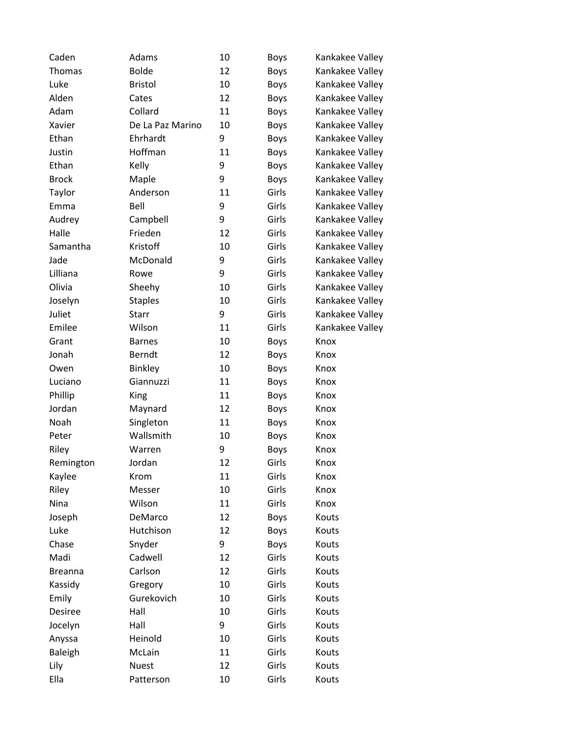| | | | | |
|---|---|---|---|---|
| Caden | Adams | 10 | Boys | Kankakee Valley |
| Thomas | Bolde | 12 | Boys | Kankakee Valley |
| Luke | Bristol | 10 | Boys | Kankakee Valley |
| Alden | Cates | 12 | Boys | Kankakee Valley |
| Adam | Collard | 11 | Boys | Kankakee Valley |
| Xavier | De La Paz Marino | 10 | Boys | Kankakee Valley |
| Ethan | Ehrhardt | 9 | Boys | Kankakee Valley |
| Justin | Hoffman | 11 | Boys | Kankakee Valley |
| Ethan | Kelly | 9 | Boys | Kankakee Valley |
| Brock | Maple | 9 | Boys | Kankakee Valley |
| Taylor | Anderson | 11 | Girls | Kankakee Valley |
| Emma | Bell | 9 | Girls | Kankakee Valley |
| Audrey | Campbell | 9 | Girls | Kankakee Valley |
| Halle | Frieden | 12 | Girls | Kankakee Valley |
| Samantha | Kristoff | 10 | Girls | Kankakee Valley |
| Jade | McDonald | 9 | Girls | Kankakee Valley |
| Lilliana | Rowe | 9 | Girls | Kankakee Valley |
| Olivia | Sheehy | 10 | Girls | Kankakee Valley |
| Joselyn | Staples | 10 | Girls | Kankakee Valley |
| Juliet | Starr | 9 | Girls | Kankakee Valley |
| Emilee | Wilson | 11 | Girls | Kankakee Valley |
| Grant | Barnes | 10 | Boys | Knox |
| Jonah | Berndt | 12 | Boys | Knox |
| Owen | Binkley | 10 | Boys | Knox |
| Luciano | Giannuzzi | 11 | Boys | Knox |
| Phillip | King | 11 | Boys | Knox |
| Jordan | Maynard | 12 | Boys | Knox |
| Noah | Singleton | 11 | Boys | Knox |
| Peter | Wallsmith | 10 | Boys | Knox |
| Riley | Warren | 9 | Boys | Knox |
| Remington | Jordan | 12 | Girls | Knox |
| Kaylee | Krom | 11 | Girls | Knox |
| Riley | Messer | 10 | Girls | Knox |
| Nina | Wilson | 11 | Girls | Knox |
| Joseph | DeMarco | 12 | Boys | Kouts |
| Luke | Hutchison | 12 | Boys | Kouts |
| Chase | Snyder | 9 | Boys | Kouts |
| Madi | Cadwell | 12 | Girls | Kouts |
| Breanna | Carlson | 12 | Girls | Kouts |
| Kassidy | Gregory | 10 | Girls | Kouts |
| Emily | Gurekovich | 10 | Girls | Kouts |
| Desiree | Hall | 10 | Girls | Kouts |
| Jocelyn | Hall | 9 | Girls | Kouts |
| Anyssa | Heinold | 10 | Girls | Kouts |
| Baleigh | McLain | 11 | Girls | Kouts |
| Lily | Nuest | 12 | Girls | Kouts |
| Ella | Patterson | 10 | Girls | Kouts |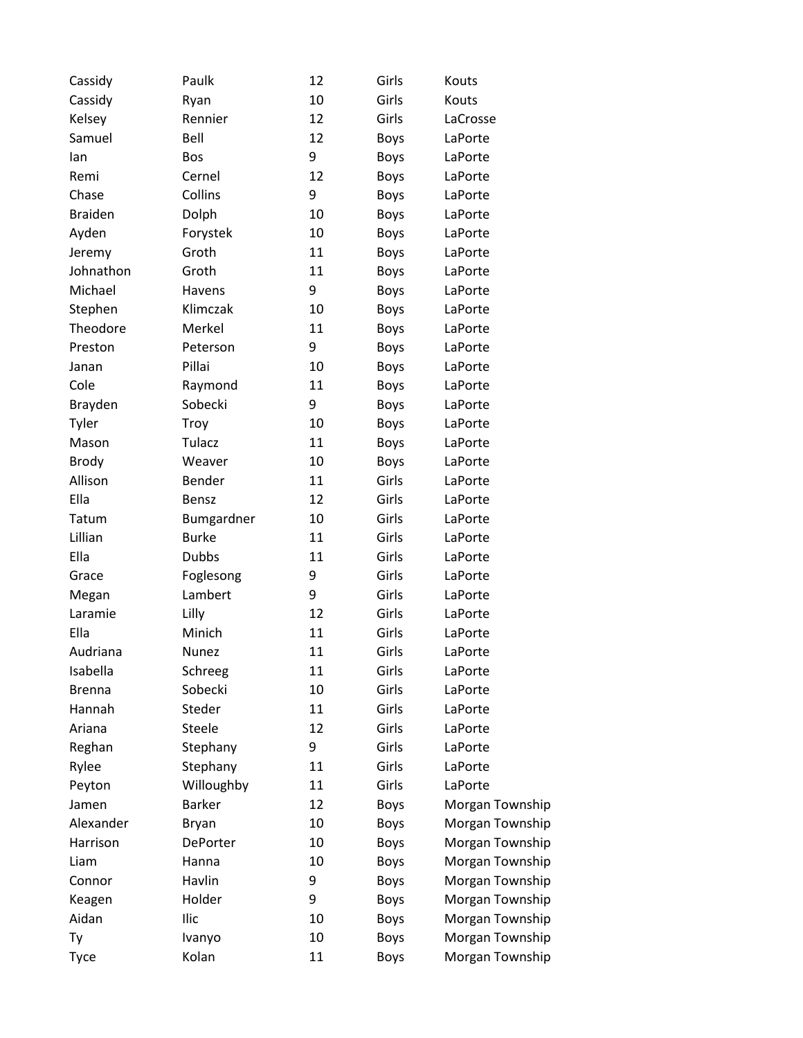| | | | | |
|---|---|---|---|---|
| Cassidy | Paulk | 12 | Girls | Kouts |
| Cassidy | Ryan | 10 | Girls | Kouts |
| Kelsey | Rennier | 12 | Girls | LaCrosse |
| Samuel | Bell | 12 | Boys | LaPorte |
| Ian | Bos | 9 | Boys | LaPorte |
| Remi | Cernel | 12 | Boys | LaPorte |
| Chase | Collins | 9 | Boys | LaPorte |
| Braiden | Dolph | 10 | Boys | LaPorte |
| Ayden | Forystek | 10 | Boys | LaPorte |
| Jeremy | Groth | 11 | Boys | LaPorte |
| Johnathon | Groth | 11 | Boys | LaPorte |
| Michael | Havens | 9 | Boys | LaPorte |
| Stephen | Klimczak | 10 | Boys | LaPorte |
| Theodore | Merkel | 11 | Boys | LaPorte |
| Preston | Peterson | 9 | Boys | LaPorte |
| Janan | Pillai | 10 | Boys | LaPorte |
| Cole | Raymond | 11 | Boys | LaPorte |
| Brayden | Sobecki | 9 | Boys | LaPorte |
| Tyler | Troy | 10 | Boys | LaPorte |
| Mason | Tulacz | 11 | Boys | LaPorte |
| Brody | Weaver | 10 | Boys | LaPorte |
| Allison | Bender | 11 | Girls | LaPorte |
| Ella | Bensz | 12 | Girls | LaPorte |
| Tatum | Bumgardner | 10 | Girls | LaPorte |
| Lillian | Burke | 11 | Girls | LaPorte |
| Ella | Dubbs | 11 | Girls | LaPorte |
| Grace | Foglesong | 9 | Girls | LaPorte |
| Megan | Lambert | 9 | Girls | LaPorte |
| Laramie | Lilly | 12 | Girls | LaPorte |
| Ella | Minich | 11 | Girls | LaPorte |
| Audriana | Nunez | 11 | Girls | LaPorte |
| Isabella | Schreeg | 11 | Girls | LaPorte |
| Brenna | Sobecki | 10 | Girls | LaPorte |
| Hannah | Steder | 11 | Girls | LaPorte |
| Ariana | Steele | 12 | Girls | LaPorte |
| Reghan | Stephany | 9 | Girls | LaPorte |
| Rylee | Stephany | 11 | Girls | LaPorte |
| Peyton | Willoughby | 11 | Girls | LaPorte |
| Jamen | Barker | 12 | Boys | Morgan Township |
| Alexander | Bryan | 10 | Boys | Morgan Township |
| Harrison | DePorter | 10 | Boys | Morgan Township |
| Liam | Hanna | 10 | Boys | Morgan Township |
| Connor | Havlin | 9 | Boys | Morgan Township |
| Keagen | Holder | 9 | Boys | Morgan Township |
| Aidan | Ilic | 10 | Boys | Morgan Township |
| Ty | Ivanyo | 10 | Boys | Morgan Township |
| Tyce | Kolan | 11 | Boys | Morgan Township |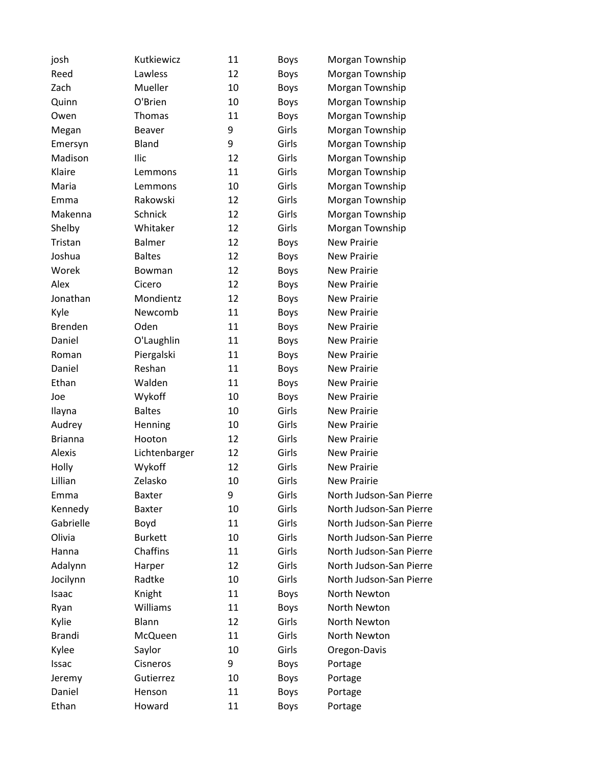| | | | | |
|---|---|---|---|---|
| josh | Kutkiewicz | 11 | Boys | Morgan Township |
| Reed | Lawless | 12 | Boys | Morgan Township |
| Zach | Mueller | 10 | Boys | Morgan Township |
| Quinn | O'Brien | 10 | Boys | Morgan Township |
| Owen | Thomas | 11 | Boys | Morgan Township |
| Megan | Beaver | 9 | Girls | Morgan Township |
| Emersyn | Bland | 9 | Girls | Morgan Township |
| Madison | Ilic | 12 | Girls | Morgan Township |
| Klaire | Lemmons | 11 | Girls | Morgan Township |
| Maria | Lemmons | 10 | Girls | Morgan Township |
| Emma | Rakowski | 12 | Girls | Morgan Township |
| Makenna | Schnick | 12 | Girls | Morgan Township |
| Shelby | Whitaker | 12 | Girls | Morgan Township |
| Tristan | Balmer | 12 | Boys | New Prairie |
| Joshua | Baltes | 12 | Boys | New Prairie |
| Worek | Bowman | 12 | Boys | New Prairie |
| Alex | Cicero | 12 | Boys | New Prairie |
| Jonathan | Mondientz | 12 | Boys | New Prairie |
| Kyle | Newcomb | 11 | Boys | New Prairie |
| Brenden | Oden | 11 | Boys | New Prairie |
| Daniel | O'Laughlin | 11 | Boys | New Prairie |
| Roman | Piergalski | 11 | Boys | New Prairie |
| Daniel | Reshan | 11 | Boys | New Prairie |
| Ethan | Walden | 11 | Boys | New Prairie |
| Joe | Wykoff | 10 | Boys | New Prairie |
| Ilayna | Baltes | 10 | Girls | New Prairie |
| Audrey | Henning | 10 | Girls | New Prairie |
| Brianna | Hooton | 12 | Girls | New Prairie |
| Alexis | Lichtenbarger | 12 | Girls | New Prairie |
| Holly | Wykoff | 12 | Girls | New Prairie |
| Lillian | Zelasko | 10 | Girls | New Prairie |
| Emma | Baxter | 9 | Girls | North Judson-San Pierre |
| Kennedy | Baxter | 10 | Girls | North Judson-San Pierre |
| Gabrielle | Boyd | 11 | Girls | North Judson-San Pierre |
| Olivia | Burkett | 10 | Girls | North Judson-San Pierre |
| Hanna | Chaffins | 11 | Girls | North Judson-San Pierre |
| Adalynn | Harper | 12 | Girls | North Judson-San Pierre |
| Jocilynn | Radtke | 10 | Girls | North Judson-San Pierre |
| Isaac | Knight | 11 | Boys | North Newton |
| Ryan | Williams | 11 | Boys | North Newton |
| Kylie | Blann | 12 | Girls | North Newton |
| Brandi | McQueen | 11 | Girls | North Newton |
| Kylee | Saylor | 10 | Girls | Oregon-Davis |
| Issac | Cisneros | 9 | Boys | Portage |
| Jeremy | Gutierrez | 10 | Boys | Portage |
| Daniel | Henson | 11 | Boys | Portage |
| Ethan | Howard | 11 | Boys | Portage |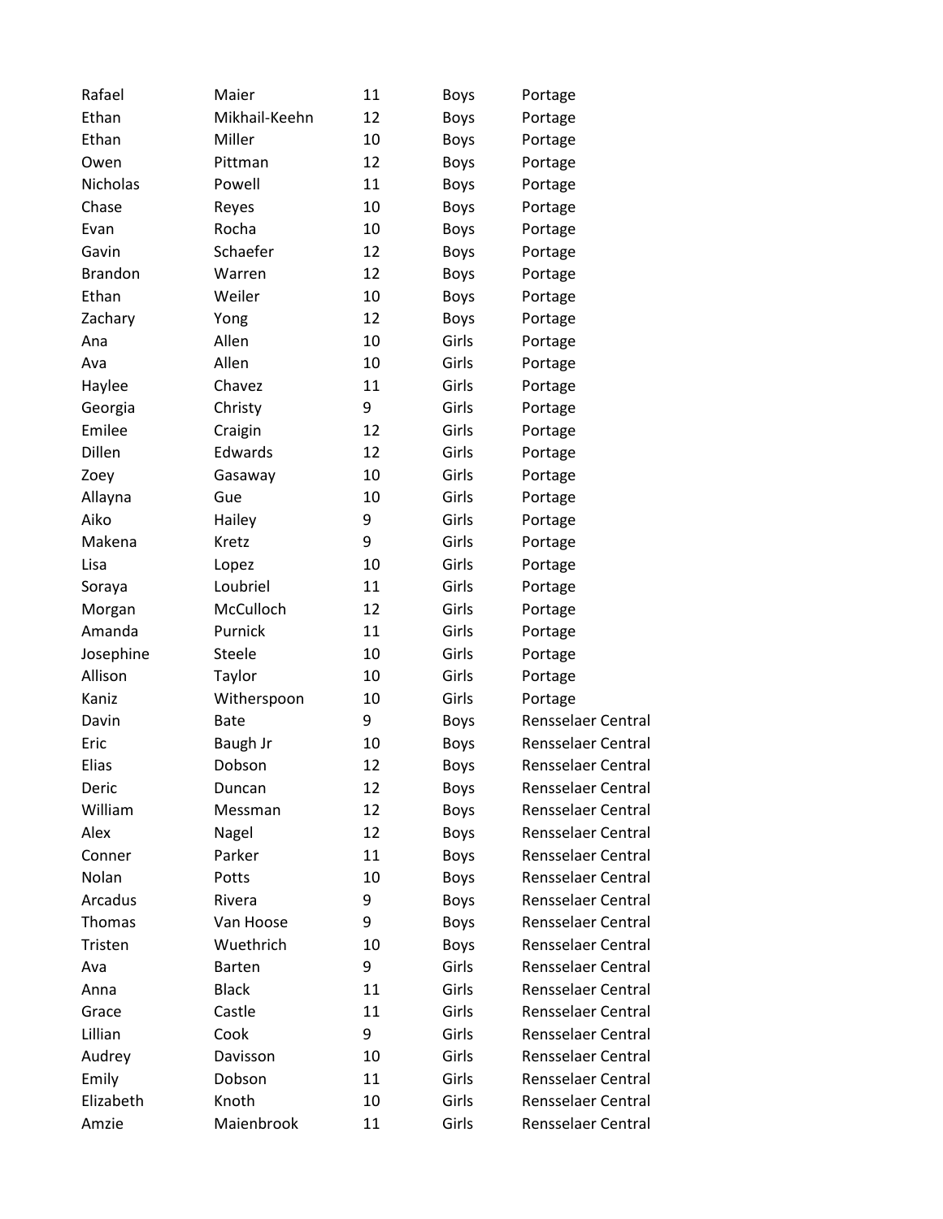| | | | | |
|---|---|---|---|---|
| Rafael | Maier | 11 | Boys | Portage |
| Ethan | Mikhail-Keehn | 12 | Boys | Portage |
| Ethan | Miller | 10 | Boys | Portage |
| Owen | Pittman | 12 | Boys | Portage |
| Nicholas | Powell | 11 | Boys | Portage |
| Chase | Reyes | 10 | Boys | Portage |
| Evan | Rocha | 10 | Boys | Portage |
| Gavin | Schaefer | 12 | Boys | Portage |
| Brandon | Warren | 12 | Boys | Portage |
| Ethan | Weiler | 10 | Boys | Portage |
| Zachary | Yong | 12 | Boys | Portage |
| Ana | Allen | 10 | Girls | Portage |
| Ava | Allen | 10 | Girls | Portage |
| Haylee | Chavez | 11 | Girls | Portage |
| Georgia | Christy | 9 | Girls | Portage |
| Emilee | Craigin | 12 | Girls | Portage |
| Dillen | Edwards | 12 | Girls | Portage |
| Zoey | Gasaway | 10 | Girls | Portage |
| Allayna | Gue | 10 | Girls | Portage |
| Aiko | Hailey | 9 | Girls | Portage |
| Makena | Kretz | 9 | Girls | Portage |
| Lisa | Lopez | 10 | Girls | Portage |
| Soraya | Loubriel | 11 | Girls | Portage |
| Morgan | McCulloch | 12 | Girls | Portage |
| Amanda | Purnick | 11 | Girls | Portage |
| Josephine | Steele | 10 | Girls | Portage |
| Allison | Taylor | 10 | Girls | Portage |
| Kaniz | Witherspoon | 10 | Girls | Portage |
| Davin | Bate | 9 | Boys | Rensselaer Central |
| Eric | Baugh Jr | 10 | Boys | Rensselaer Central |
| Elias | Dobson | 12 | Boys | Rensselaer Central |
| Deric | Duncan | 12 | Boys | Rensselaer Central |
| William | Messman | 12 | Boys | Rensselaer Central |
| Alex | Nagel | 12 | Boys | Rensselaer Central |
| Conner | Parker | 11 | Boys | Rensselaer Central |
| Nolan | Potts | 10 | Boys | Rensselaer Central |
| Arcadus | Rivera | 9 | Boys | Rensselaer Central |
| Thomas | Van Hoose | 9 | Boys | Rensselaer Central |
| Tristen | Wuethrich | 10 | Boys | Rensselaer Central |
| Ava | Barten | 9 | Girls | Rensselaer Central |
| Anna | Black | 11 | Girls | Rensselaer Central |
| Grace | Castle | 11 | Girls | Rensselaer Central |
| Lillian | Cook | 9 | Girls | Rensselaer Central |
| Audrey | Davisson | 10 | Girls | Rensselaer Central |
| Emily | Dobson | 11 | Girls | Rensselaer Central |
| Elizabeth | Knoth | 10 | Girls | Rensselaer Central |
| Amzie | Maienbrook | 11 | Girls | Rensselaer Central |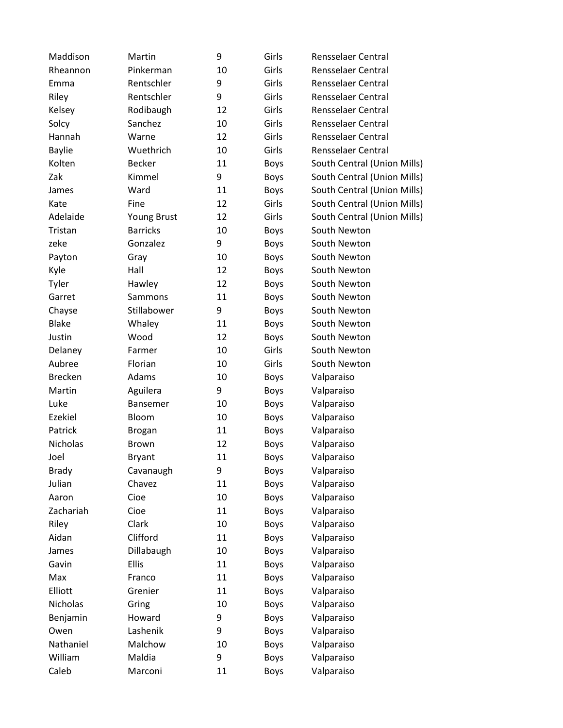| | | | | |
|---|---|---|---|---|
| Maddison | Martin | 9 | Girls | Rensselaer Central |
| Rheannon | Pinkerman | 10 | Girls | Rensselaer Central |
| Emma | Rentschler | 9 | Girls | Rensselaer Central |
| Riley | Rentschler | 9 | Girls | Rensselaer Central |
| Kelsey | Rodibaugh | 12 | Girls | Rensselaer Central |
| Solcy | Sanchez | 10 | Girls | Rensselaer Central |
| Hannah | Warne | 12 | Girls | Rensselaer Central |
| Baylie | Wuethrich | 10 | Girls | Rensselaer Central |
| Kolten | Becker | 11 | Boys | South Central (Union Mills) |
| Zak | Kimmel | 9 | Boys | South Central (Union Mills) |
| James | Ward | 11 | Boys | South Central (Union Mills) |
| Kate | Fine | 12 | Girls | South Central (Union Mills) |
| Adelaide | Young Brust | 12 | Girls | South Central (Union Mills) |
| Tristan | Barricks | 10 | Boys | South Newton |
| zeke | Gonzalez | 9 | Boys | South Newton |
| Payton | Gray | 10 | Boys | South Newton |
| Kyle | Hall | 12 | Boys | South Newton |
| Tyler | Hawley | 12 | Boys | South Newton |
| Garret | Sammons | 11 | Boys | South Newton |
| Chayse | Stillabower | 9 | Boys | South Newton |
| Blake | Whaley | 11 | Boys | South Newton |
| Justin | Wood | 12 | Boys | South Newton |
| Delaney | Farmer | 10 | Girls | South Newton |
| Aubree | Florian | 10 | Girls | South Newton |
| Brecken | Adams | 10 | Boys | Valparaiso |
| Martin | Aguilera | 9 | Boys | Valparaiso |
| Luke | Bansemer | 10 | Boys | Valparaiso |
| Ezekiel | Bloom | 10 | Boys | Valparaiso |
| Patrick | Brogan | 11 | Boys | Valparaiso |
| Nicholas | Brown | 12 | Boys | Valparaiso |
| Joel | Bryant | 11 | Boys | Valparaiso |
| Brady | Cavanaugh | 9 | Boys | Valparaiso |
| Julian | Chavez | 11 | Boys | Valparaiso |
| Aaron | Cioe | 10 | Boys | Valparaiso |
| Zachariah | Cioe | 11 | Boys | Valparaiso |
| Riley | Clark | 10 | Boys | Valparaiso |
| Aidan | Clifford | 11 | Boys | Valparaiso |
| James | Dillabaugh | 10 | Boys | Valparaiso |
| Gavin | Ellis | 11 | Boys | Valparaiso |
| Max | Franco | 11 | Boys | Valparaiso |
| Elliott | Grenier | 11 | Boys | Valparaiso |
| Nicholas | Gring | 10 | Boys | Valparaiso |
| Benjamin | Howard | 9 | Boys | Valparaiso |
| Owen | Lashenik | 9 | Boys | Valparaiso |
| Nathaniel | Malchow | 10 | Boys | Valparaiso |
| William | Maldia | 9 | Boys | Valparaiso |
| Caleb | Marconi | 11 | Boys | Valparaiso |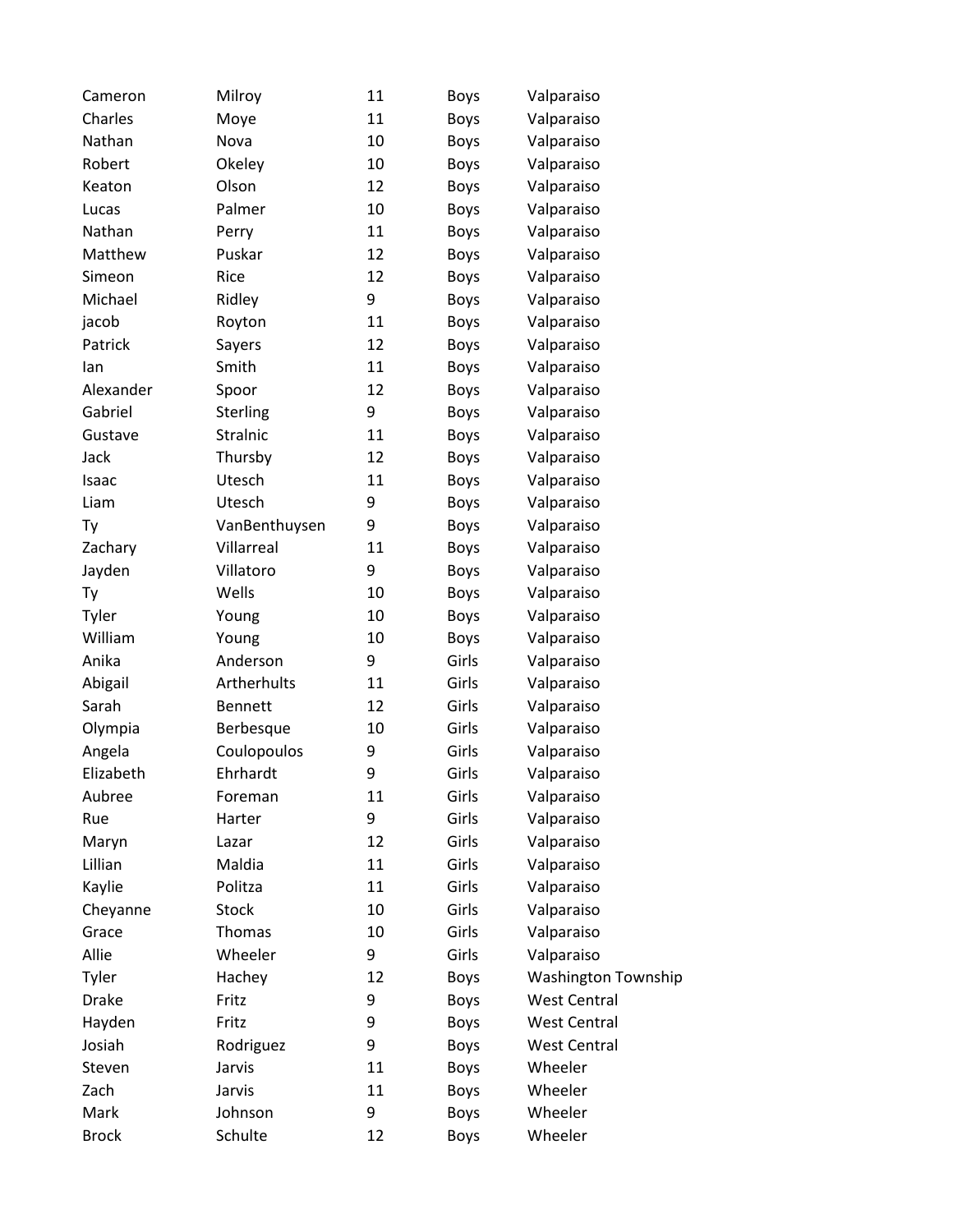| | | | | |
|---|---|---|---|---|
| Cameron | Milroy | 11 | Boys | Valparaiso |
| Charles | Moye | 11 | Boys | Valparaiso |
| Nathan | Nova | 10 | Boys | Valparaiso |
| Robert | Okeley | 10 | Boys | Valparaiso |
| Keaton | Olson | 12 | Boys | Valparaiso |
| Lucas | Palmer | 10 | Boys | Valparaiso |
| Nathan | Perry | 11 | Boys | Valparaiso |
| Matthew | Puskar | 12 | Boys | Valparaiso |
| Simeon | Rice | 12 | Boys | Valparaiso |
| Michael | Ridley | 9 | Boys | Valparaiso |
| jacob | Royton | 11 | Boys | Valparaiso |
| Patrick | Sayers | 12 | Boys | Valparaiso |
| Ian | Smith | 11 | Boys | Valparaiso |
| Alexander | Spoor | 12 | Boys | Valparaiso |
| Gabriel | Sterling | 9 | Boys | Valparaiso |
| Gustave | Stralnic | 11 | Boys | Valparaiso |
| Jack | Thursby | 12 | Boys | Valparaiso |
| Isaac | Utesch | 11 | Boys | Valparaiso |
| Liam | Utesch | 9 | Boys | Valparaiso |
| Ty | VanBenthuysen | 9 | Boys | Valparaiso |
| Zachary | Villarreal | 11 | Boys | Valparaiso |
| Jayden | Villatoro | 9 | Boys | Valparaiso |
| Ty | Wells | 10 | Boys | Valparaiso |
| Tyler | Young | 10 | Boys | Valparaiso |
| William | Young | 10 | Boys | Valparaiso |
| Anika | Anderson | 9 | Girls | Valparaiso |
| Abigail | Artherhults | 11 | Girls | Valparaiso |
| Sarah | Bennett | 12 | Girls | Valparaiso |
| Olympia | Berbesque | 10 | Girls | Valparaiso |
| Angela | Coulopoulos | 9 | Girls | Valparaiso |
| Elizabeth | Ehrhardt | 9 | Girls | Valparaiso |
| Aubree | Foreman | 11 | Girls | Valparaiso |
| Rue | Harter | 9 | Girls | Valparaiso |
| Maryn | Lazar | 12 | Girls | Valparaiso |
| Lillian | Maldia | 11 | Girls | Valparaiso |
| Kaylie | Politza | 11 | Girls | Valparaiso |
| Cheyanne | Stock | 10 | Girls | Valparaiso |
| Grace | Thomas | 10 | Girls | Valparaiso |
| Allie | Wheeler | 9 | Girls | Valparaiso |
| Tyler | Hachey | 12 | Boys | Washington Township |
| Drake | Fritz | 9 | Boys | West Central |
| Hayden | Fritz | 9 | Boys | West Central |
| Josiah | Rodriguez | 9 | Boys | West Central |
| Steven | Jarvis | 11 | Boys | Wheeler |
| Zach | Jarvis | 11 | Boys | Wheeler |
| Mark | Johnson | 9 | Boys | Wheeler |
| Brock | Schulte | 12 | Boys | Wheeler |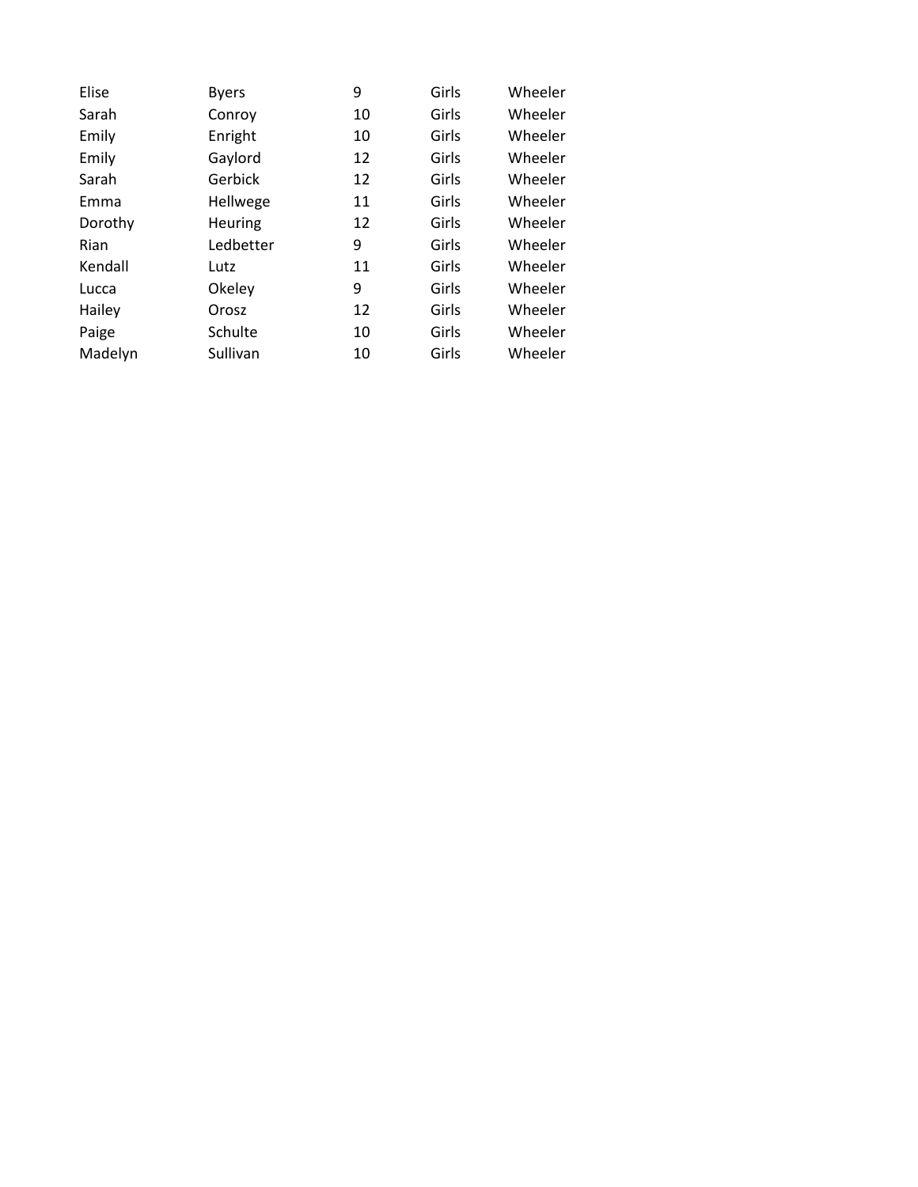| | | | | |
|---|---|---|---|---|
| Elise | Byers | 9 | Girls | Wheeler |
| Sarah | Conroy | 10 | Girls | Wheeler |
| Emily | Enright | 10 | Girls | Wheeler |
| Emily | Gaylord | 12 | Girls | Wheeler |
| Sarah | Gerbick | 12 | Girls | Wheeler |
| Emma | Hellwege | 11 | Girls | Wheeler |
| Dorothy | Heuring | 12 | Girls | Wheeler |
| Rian | Ledbetter | 9 | Girls | Wheeler |
| Kendall | Lutz | 11 | Girls | Wheeler |
| Lucca | Okeley | 9 | Girls | Wheeler |
| Hailey | Orosz | 12 | Girls | Wheeler |
| Paige | Schulte | 10 | Girls | Wheeler |
| Madelyn | Sullivan | 10 | Girls | Wheeler |